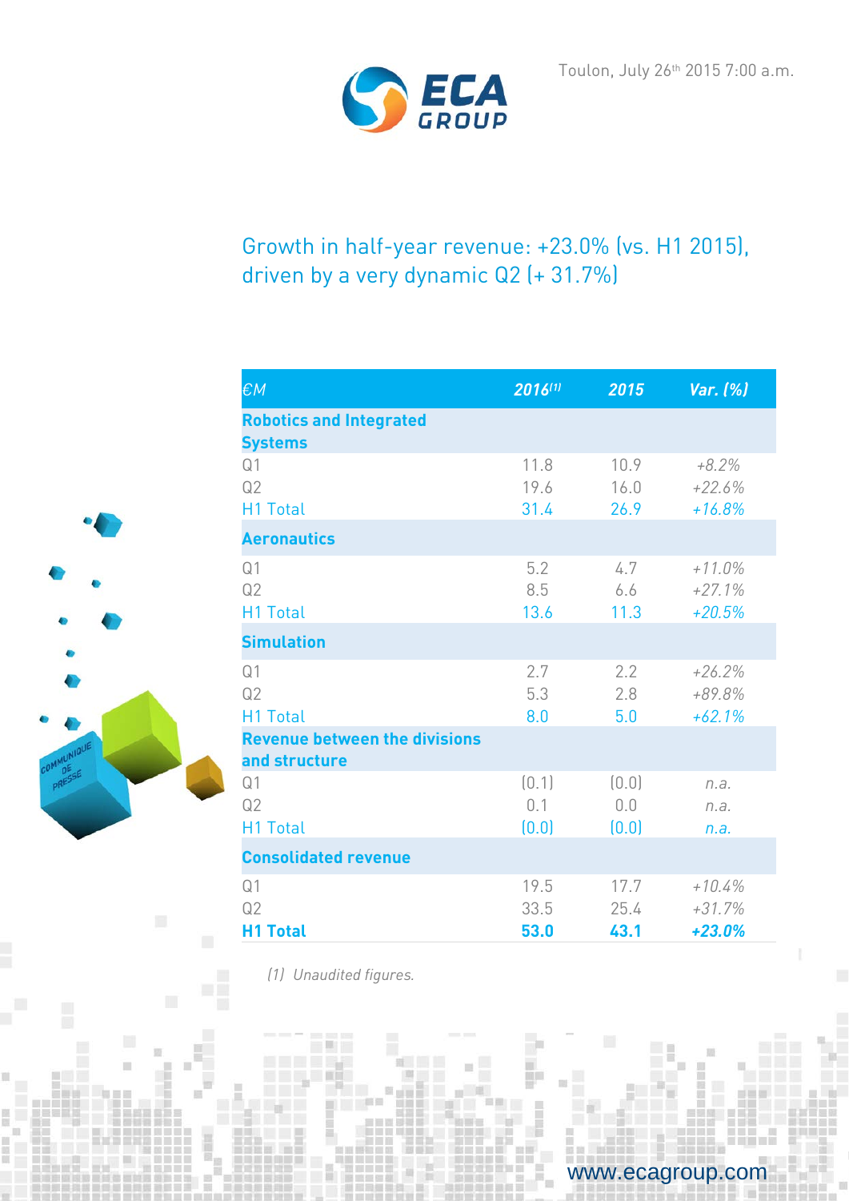Toulon, July 26th 2015 7:00 a.m.

# Growth in half-year revenue: +23.0% (vs. H1 2015), driven by a very dynamic Q2 (+ 31.7%)

| €M | 2016[1] | 2015 | Var. (%) |
|---|---|---|---|
| **Robotics and Integrated Systems** | | | |
| Q1 | 11.8 | 10.9 | *+8.2%* |
| Q2 | 19.6 | 16.0 | *+22.6%* |
| H1 Total | 31.4 | 26.9 | *+16.8%* |
| **Aeronautics** | | | |
| Q1 | 5.2 | 4.7 | *+11.0%* |
| Q2 | 8.5 | 6.6 | *+27.1%* |
| H1 Total | 13.6 | 11.3 | *+20.5%* |
| **Simulation** | | | |
| Q1 | 2.7 | 2.2 | *+26.2%* |
| Q2 | 5.3 | 2.8 | *+89.8%* |
| H1 Total | 8.0 | 5.0 | *+62.1%* |
| **Revenue between the divisions and structure** | | | |
| Q1 | (0.1) | (0.0) | *n.a.* |
| Q2 | 0.1 | 0.0 | *n.a.* |
| H1 Total | (0.0) | (0.0) | *n.a.* |
| **Consolidated revenue** | | | |
| Q1 | 19.5 | 17.7 | *+10.4%* |
| Q2 | 33.5 | 25.4 | *+31.7%* |
| **H1 Total** | **53.0** | **43.1** | ***+23.0%*** |

*(1) Unaudited figures.*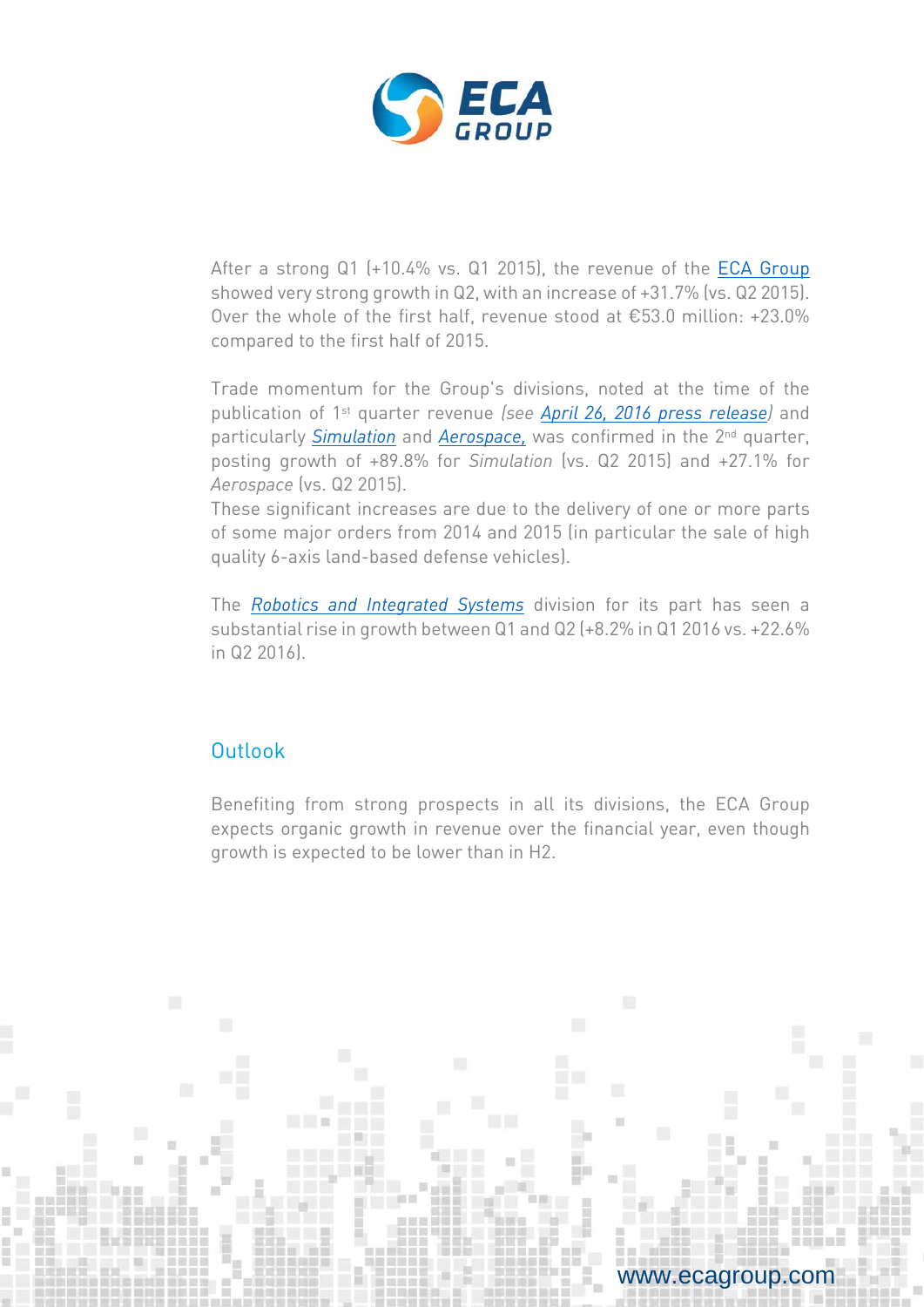After a strong Q1 (+10.4% vs. Q1 2015), the revenue of the ECA Group showed very strong growth in Q2, with an increase of +31.7% (vs. Q2 2015). Over the whole of the first half, revenue stood at €53.0 million: +23.0% compared to the first half of 2015.

Trade momentum for the Group's divisions, noted at the time of the publication of 1st quarter revenue *(see April 26, 2016 press release)* and particularly *Simulation* and *Aerospace,* was confirmed in the 2nd quarter, posting growth of +89.8% for *Simulation* (vs. Q2 2015) and +27.1% for *Aerospace* (vs. Q2 2015).

These significant increases are due to the delivery of one or more parts of some major orders from 2014 and 2015 (in particular the sale of high quality 6-axis land-based defense vehicles).

The *Robotics and Integrated Systems* division for its part has seen a substantial rise in growth between Q1 and Q2 (+8.2% in Q1 2016 vs. +22.6% in Q2 2016).

## Outlook

Benefiting from strong prospects in all its divisions, the ECA Group expects organic growth in revenue over the financial year, even though growth is expected to be lower than in H2.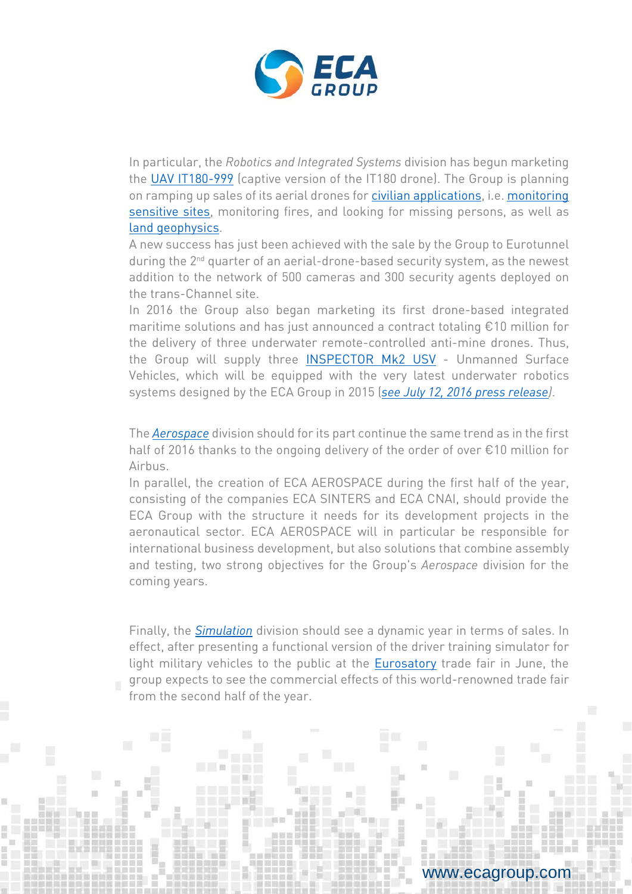In particular, the *Robotics and Integrated Systems* division has begun marketing the UAV IT180-999 (captive version of the IT180 drone). The Group is planning on ramping up sales of its aerial drones for civilian applications, i.e. monitoring sensitive sites, monitoring fires, and looking for missing persons, as well as land geophysics.

A new success has just been achieved with the sale by the Group to Eurotunnel during the 2nd quarter of an aerial-drone-based security system, as the newest addition to the network of 500 cameras and 300 security agents deployed on the trans-Channel site.

In 2016 the Group also began marketing its first drone-based integrated maritime solutions and has just announced a contract totaling €10 million for the delivery of three underwater remote-controlled anti-mine drones. Thus, the Group will supply three INSPECTOR Mk2 USV - Unmanned Surface Vehicles, which will be equipped with the very latest underwater robotics systems designed by the ECA Group in 2015 (*see July 12, 2016 press release)*.

The *Aerospace* division should for its part continue the same trend as in the first half of 2016 thanks to the ongoing delivery of the order of over €10 million for Airbus.

In parallel, the creation of ECA AEROSPACE during the first half of the year, consisting of the companies ECA SINTERS and ECA CNAI, should provide the ECA Group with the structure it needs for its development projects in the aeronautical sector. ECA AEROSPACE will in particular be responsible for international business development, but also solutions that combine assembly and testing, two strong objectives for the Group's *Aerospace* division for the coming years.

Finally, the *Simulation* division should see a dynamic year in terms of sales. In effect, after presenting a functional version of the driver training simulator for light military vehicles to the public at the Eurosatory trade fair in June, the group expects to see the commercial effects of this world-renowned trade fair from the second half of the year.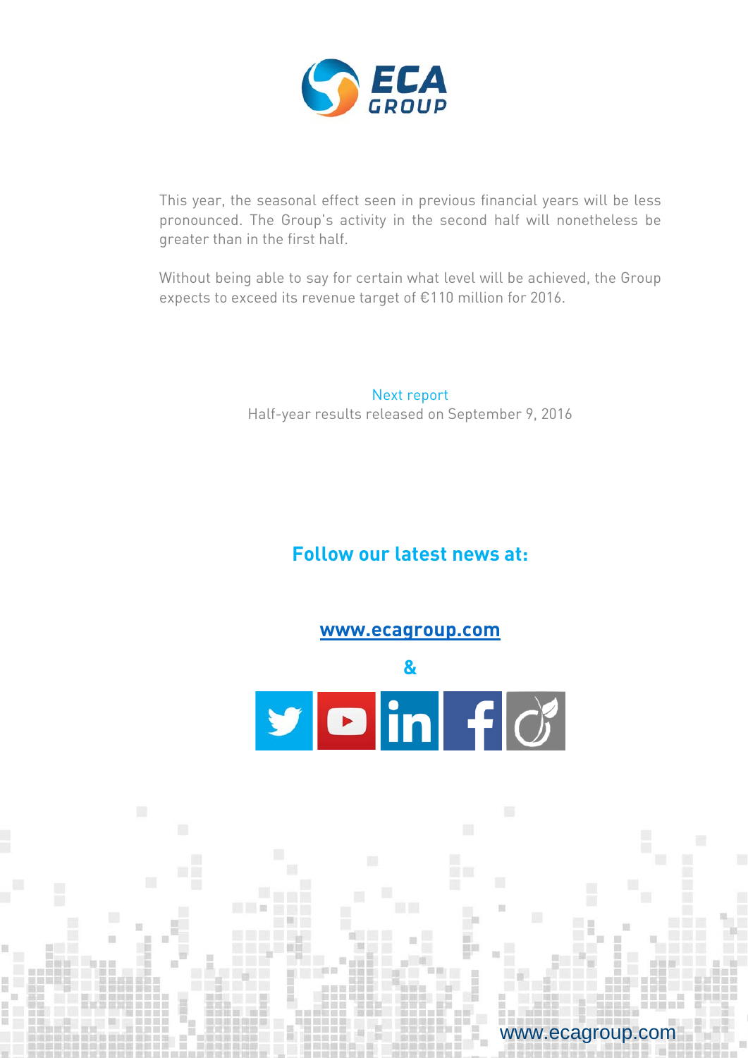This year, the seasonal effect seen in previous financial years will be less pronounced. The Group's activity in the second half will nonetheless be greater than in the first half.

Without being able to say for certain what level will be achieved, the Group expects to exceed its revenue target of €110 million for 2016.

Next report

Half-year results released on September 9, 2016

## Follow our latest news at:

**www.ecagroup.com**

**&**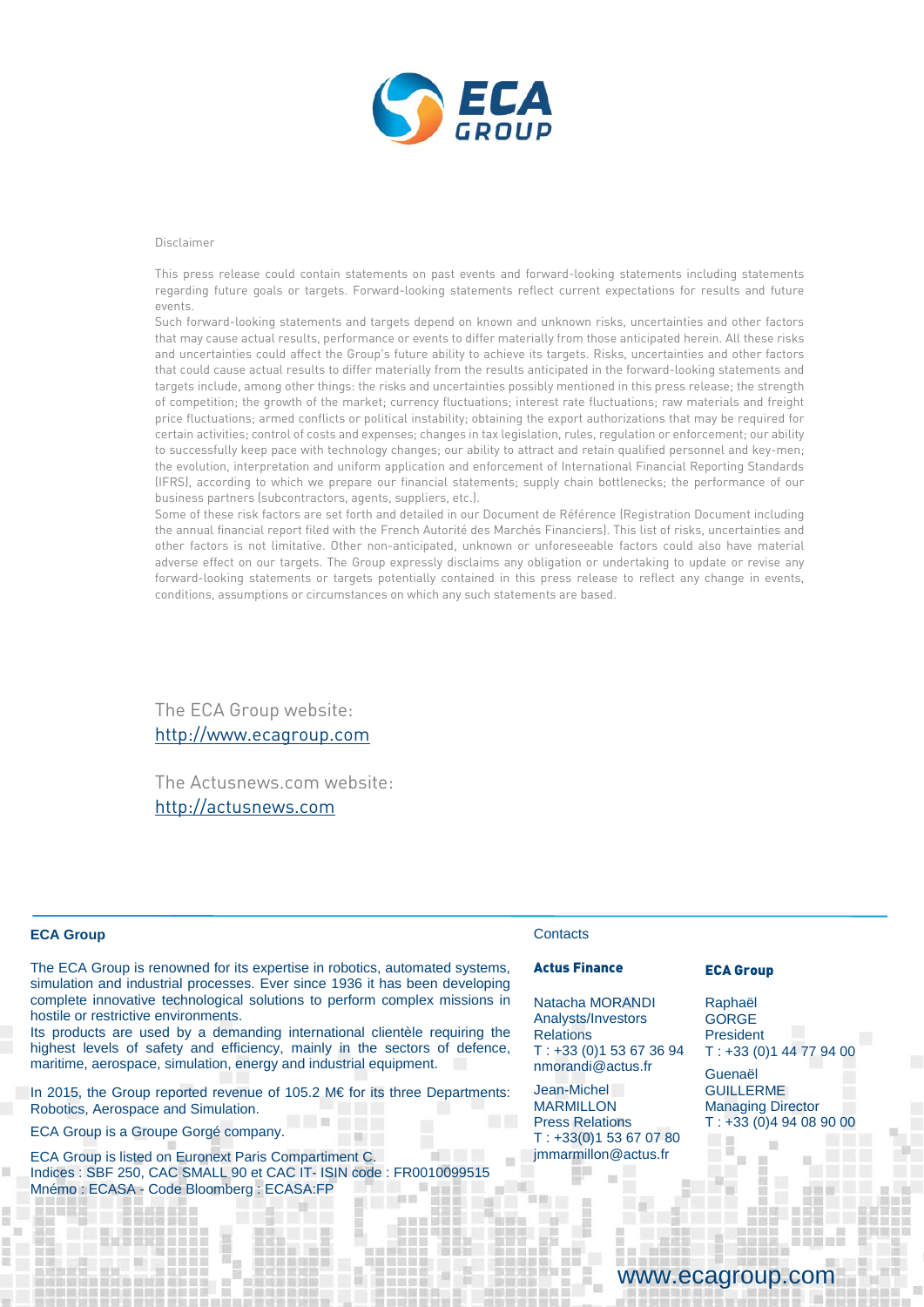Disclaimer

This press release could contain statements on past events and forward-looking statements including statements regarding future goals or targets. Forward-looking statements reflect current expectations for results and future events.

Such forward-looking statements and targets depend on known and unknown risks, uncertainties and other factors that may cause actual results, performance or events to differ materially from those anticipated herein. All these risks and uncertainties could affect the Group's future ability to achieve its targets. Risks, uncertainties and other factors that could cause actual results to differ materially from the results anticipated in the forward-looking statements and targets include, among other things: the risks and uncertainties possibly mentioned in this press release; the strength of competition; the growth of the market; currency fluctuations; interest rate fluctuations; raw materials and freight price fluctuations; armed conflicts or political instability; obtaining the export authorizations that may be required for certain activities; control of costs and expenses; changes in tax legislation, rules, regulation or enforcement; our ability to successfully keep pace with technology changes; our ability to attract and retain qualified personnel and key-men; the evolution, interpretation and uniform application and enforcement of International Financial Reporting Standards (IFRS), according to which we prepare our financial statements; supply chain bottlenecks; the performance of our business partners (subcontractors, agents, suppliers, etc.).

Some of these risk factors are set forth and detailed in our Document de Référence (Registration Document including the annual financial report filed with the French Autorité des Marchés Financiers). This list of risks, uncertainties and other factors is not limitative. Other non-anticipated, unknown or unforeseeable factors could also have material adverse effect on our targets. The Group expressly disclaims any obligation or undertaking to update or revise any forward-looking statements or targets potentially contained in this press release to reflect any change in events, conditions, assumptions or circumstances on which any such statements are based.

The ECA Group website:
http://www.ecagroup.com

The Actusnews.com website:
http://actusnews.com

**ECA Group**

The ECA Group is renowned for its expertise in robotics, automated systems, simulation and industrial processes. Ever since 1936 it has been developing complete innovative technological solutions to perform complex missions in hostile or restrictive environments.
Its products are used by a demanding international clientèle requiring the highest levels of safety and efficiency, mainly in the sectors of defence, maritime, aerospace, simulation, energy and industrial equipment.

In 2015, the Group reported revenue of 105.2 M€ for its three Departments: Robotics, Aerospace and Simulation.

ECA Group is a Groupe Gorgé company.

ECA Group is listed on Euronext Paris Compartiment C.
Indices : SBF 250, CAC SMALL 90 et CAC IT- ISIN code : FR0010099515
Mnémo : ECASA - Code Bloomberg : ECASA:FP

Contacts

**Actus Finance**

Natacha MORANDI
Analysts/Investors Relations
T : +33 (0)1 53 67 36 94
nmorandi@actus.fr

Jean-Michel MARMILLON
Press Relations
T : +33(0)1 53 67 07 80
jmmarmillon@actus.fr

**ECA Group**

Raphaël GORGE
President
T : +33 (0)1 44 77 94 00

Guenaël GUILLERME
Managing Director
T : +33 (0)4 94 08 90 00

www.ecagroup.com